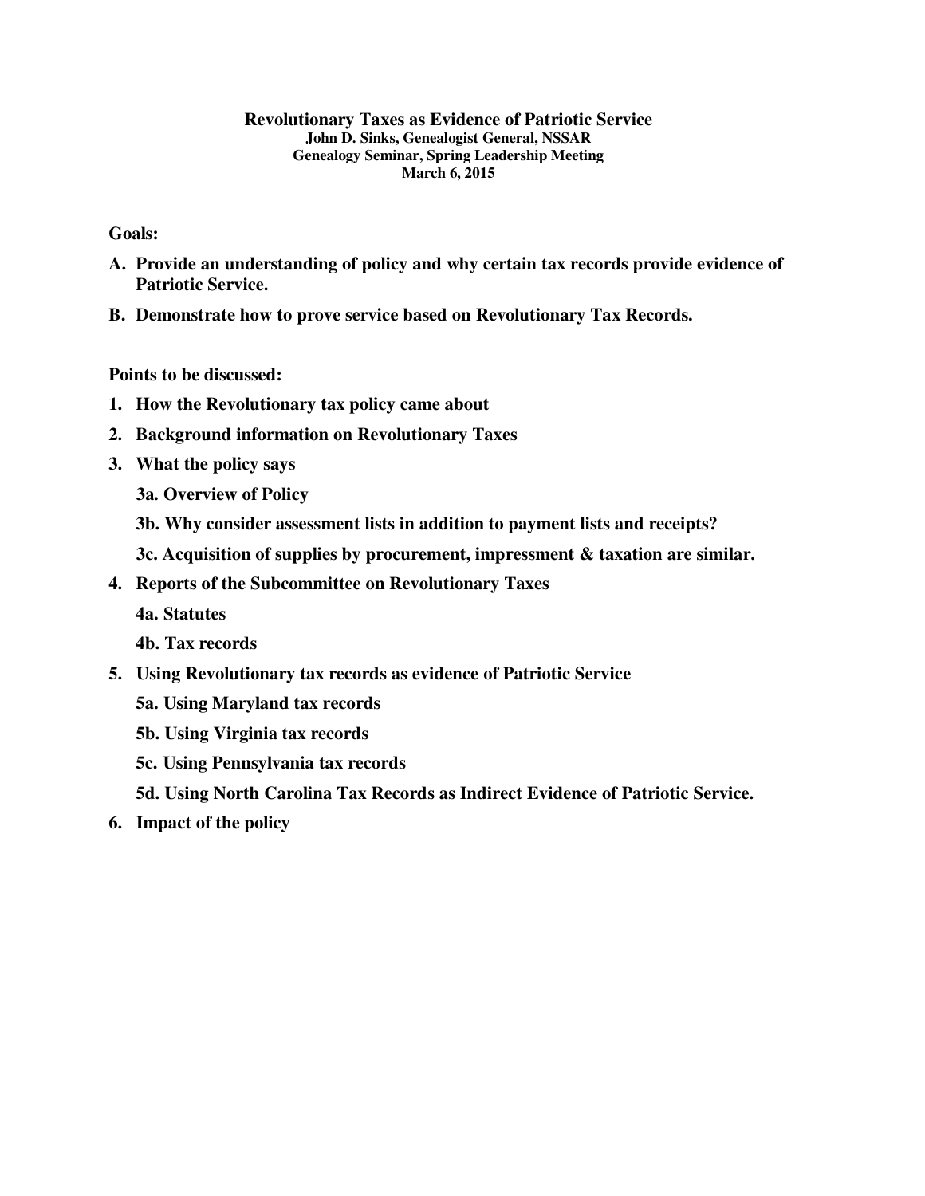# Revolutionary Taxes as Evidence of Patriotic Service

**John D. Sinks, Genealogist General, NSSAR**
**Genealogy Seminar, Spring Leadership Meeting**
**March 6, 2015**

**Goals:**

**A. Provide an understanding of policy and why certain tax records provide evidence of Patriotic Service.**

**B. Demonstrate how to prove service based on Revolutionary Tax Records.**

**Points to be discussed:**

1. **How the Revolutionary tax policy came about**
2. **Background information on Revolutionary Taxes**
3. **What the policy says**
   - **3a. Overview of Policy**
   - **3b. Why consider assessment lists in addition to payment lists and receipts?**
   - **3c. Acquisition of supplies by procurement, impressment & taxation are similar.**
4. **Reports of the Subcommittee on Revolutionary Taxes**
   - **4a. Statutes**
   - **4b. Tax records**
5. **Using Revolutionary tax records as evidence of Patriotic Service**
   - **5a. Using Maryland tax records**
   - **5b. Using Virginia tax records**
   - **5c. Using Pennsylvania tax records**
   - **5d. Using North Carolina Tax Records as Indirect Evidence of Patriotic Service.**
6. **Impact of the policy**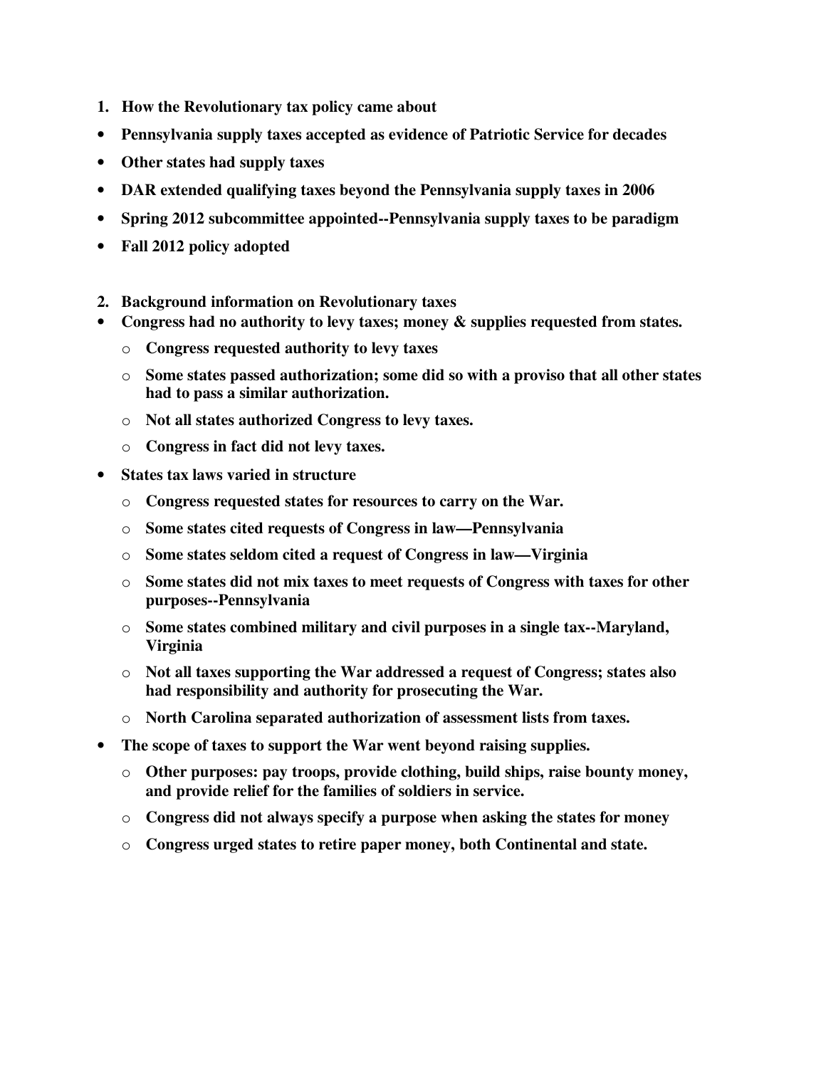1. **How the Revolutionary tax policy came about**

- **Pennsylvania supply taxes accepted as evidence of Patriotic Service for decades**
- **Other states had supply taxes**
- **DAR extended qualifying taxes beyond the Pennsylvania supply taxes in 2006**
- **Spring 2012 subcommittee appointed--Pennsylvania supply taxes to be paradigm**
- **Fall 2012 policy adopted**

2. **Background information on Revolutionary taxes**

- **Congress had no authority to levy taxes; money & supplies requested from states.**
  - **Congress requested authority to levy taxes**
  - **Some states passed authorization; some did so with a proviso that all other states had to pass a similar authorization.**
  - **Not all states authorized Congress to levy taxes.**
  - **Congress in fact did not levy taxes.**
- **States tax laws varied in structure**
  - **Congress requested states for resources to carry on the War.**
  - **Some states cited requests of Congress in law—Pennsylvania**
  - **Some states seldom cited a request of Congress in law—Virginia**
  - **Some states did not mix taxes to meet requests of Congress with taxes for other purposes--Pennsylvania**
  - **Some states combined military and civil purposes in a single tax--Maryland, Virginia**
  - **Not all taxes supporting the War addressed a request of Congress; states also had responsibility and authority for prosecuting the War.**
  - **North Carolina separated authorization of assessment lists from taxes.**
- **The scope of taxes to support the War went beyond raising supplies.**
  - **Other purposes: pay troops, provide clothing, build ships, raise bounty money, and provide relief for the families of soldiers in service.**
  - **Congress did not always specify a purpose when asking the states for money**
  - **Congress urged states to retire paper money, both Continental and state.**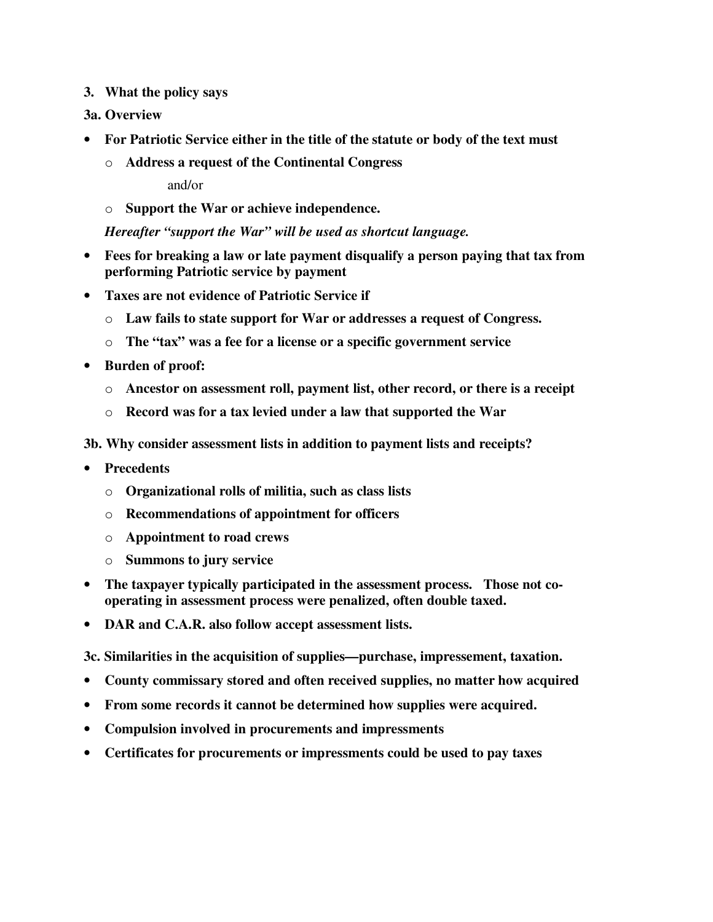### 3. What the policy says

### 3a. Overview

- **For Patriotic Service either in the title of the statute or body of the text must**
  - **Address a request of the Continental Congress**

    and/or

  - **Support the War or achieve independence.**

  ***Hereafter "support the War" will be used as shortcut language.***

- **Fees for breaking a law or late payment disqualify a person paying that tax from performing Patriotic service by payment**
- **Taxes are not evidence of Patriotic Service if**
  - **Law fails to state support for War or addresses a request of Congress.**
  - **The "tax" was a fee for a license or a specific government service**
- **Burden of proof:**
  - **Ancestor on assessment roll, payment list, other record, or there is a receipt**
  - **Record was for a tax levied under a law that supported the War**

### 3b. Why consider assessment lists in addition to payment lists and receipts?

- **Precedents**
  - **Organizational rolls of militia, such as class lists**
  - **Recommendations of appointment for officers**
  - **Appointment to road crews**
  - **Summons to jury service**
- **The taxpayer typically participated in the assessment process. Those not co-operating in assessment process were penalized, often double taxed.**
- **DAR and C.A.R. also follow accept assessment lists.**

### 3c. Similarities in the acquisition of supplies—purchase, impressement, taxation.

- **County commissary stored and often received supplies, no matter how acquired**
- **From some records it cannot be determined how supplies were acquired.**
- **Compulsion involved in procurements and impressments**
- **Certificates for procurements or impressments could be used to pay taxes**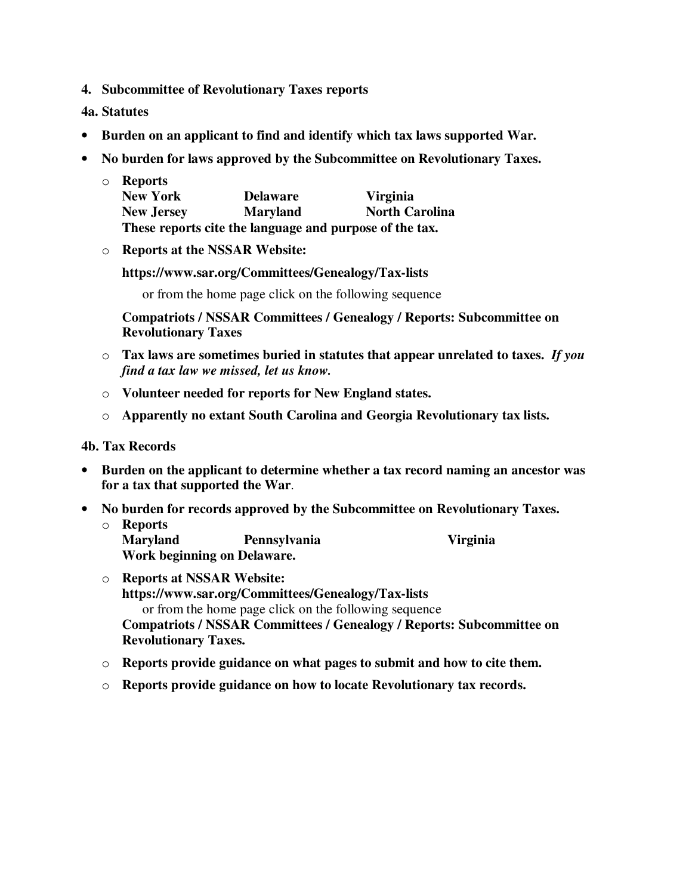**4. Subcommittee of Revolutionary Taxes reports**

**4a. Statutes**

- **Burden on an applicant to find and identify which tax laws supported War.**
- **No burden for laws approved by the Subcommittee on Revolutionary Taxes.**
  - **Reports**
    **New York Delaware Virginia**
    **New Jersey Maryland North Carolina**
    **These reports cite the language and purpose of the tax.**
  - **Reports at the NSSAR Website:**

    **https://www.sar.org/Committees/Genealogy/Tax-lists**

    or from the home page click on the following sequence

    **Compatriots / NSSAR Committees / Genealogy / Reports: Subcommittee on Revolutionary Taxes**
  - **Tax laws are sometimes buried in statutes that appear unrelated to taxes.** ***If you find a tax law we missed, let us know.***
  - **Volunteer needed for reports for New England states.**
  - **Apparently no extant South Carolina and Georgia Revolutionary tax lists.**

**4b. Tax Records**

- **Burden on the applicant to determine whether a tax record naming an ancestor was for a tax that supported the War**.
- **No burden for records approved by the Subcommittee on Revolutionary Taxes.**
  - **Reports**
    **Maryland Pennsylvania Virginia**
    **Work beginning on Delaware.**
  - **Reports at NSSAR Website:**
    **https://www.sar.org/Committees/Genealogy/Tax-lists**
    or from the home page click on the following sequence
    **Compatriots / NSSAR Committees / Genealogy / Reports: Subcommittee on Revolutionary Taxes.**
  - **Reports provide guidance on what pages to submit and how to cite them.**
  - **Reports provide guidance on how to locate Revolutionary tax records.**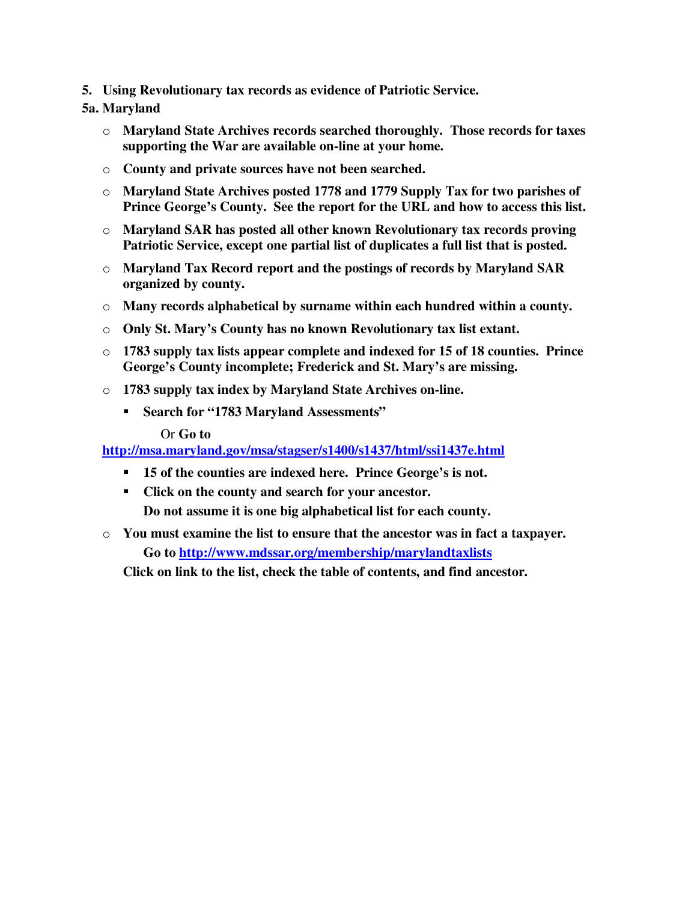**5. Using Revolutionary tax records as evidence of Patriotic Service.**

**5a. Maryland**

- **Maryland State Archives records searched thoroughly. Those records for taxes supporting the War are available on-line at your home.**
- **County and private sources have not been searched.**
- **Maryland State Archives posted 1778 and 1779 Supply Tax for two parishes of Prince George's County. See the report for the URL and how to access this list.**
- **Maryland SAR has posted all other known Revolutionary tax records proving Patriotic Service, except one partial list of duplicates a full list that is posted.**
- **Maryland Tax Record report and the postings of records by Maryland SAR organized by county.**
- **Many records alphabetical by surname within each hundred within a county.**
- **Only St. Mary's County has no known Revolutionary tax list extant.**
- **1783 supply tax lists appear complete and indexed for 15 of 18 counties. Prince George's County incomplete; Frederick and St. Mary's are missing.**
- **1783 supply tax index by Maryland State Archives on-line.**
  - **Search for "1783 Maryland Assessments"**

    Or **Go to**

    **http://msa.maryland.gov/msa/stagser/s1400/s1437/html/ssi1437e.html**
  - **15 of the counties are indexed here. Prince George's is not.**
  - **Click on the county and search for your ancestor.**

    **Do not assume it is one big alphabetical list for each county.**
- **You must examine the list to ensure that the ancestor was in fact a taxpayer.**

  **Go to http://www.mdssar.org/membership/marylandtaxlists**

  **Click on link to the list, check the table of contents, and find ancestor.**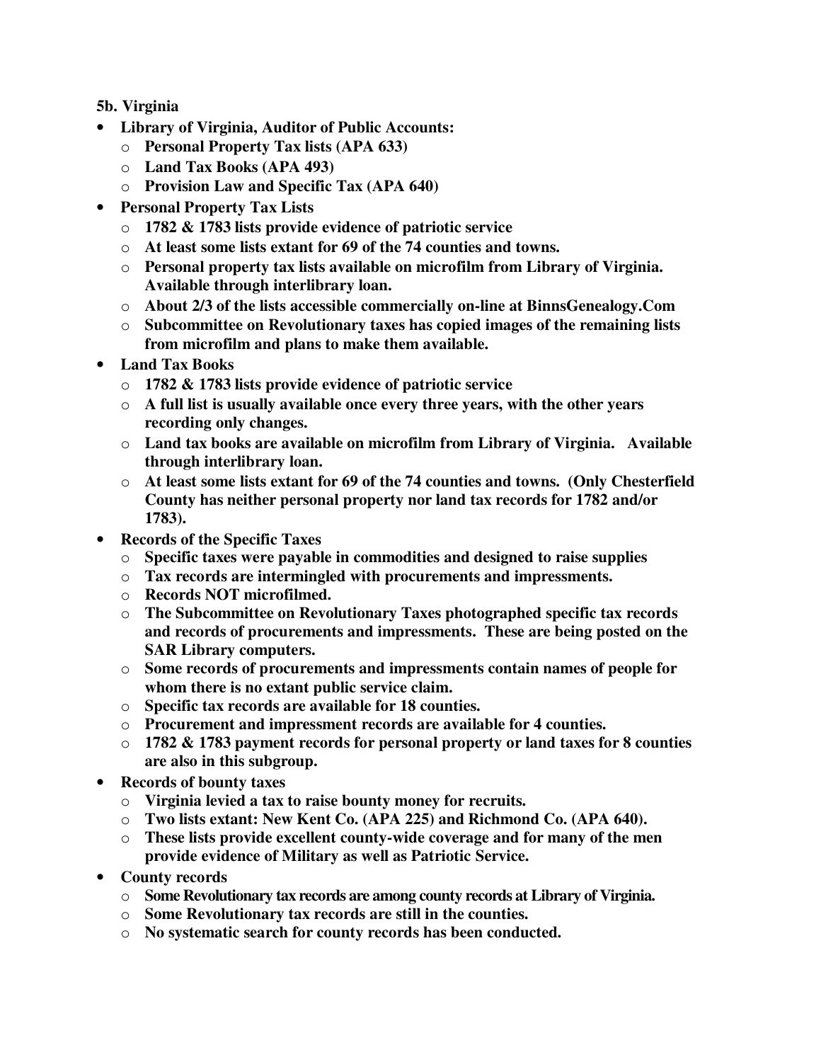**5b. Virginia**

- **Library of Virginia, Auditor of Public Accounts:**
  - **Personal Property Tax lists (APA 633)**
  - **Land Tax Books (APA 493)**
  - **Provision Law and Specific Tax (APA 640)**
- **Personal Property Tax Lists**
  - **1782 & 1783 lists provide evidence of patriotic service**
  - **At least some lists extant for 69 of the 74 counties and towns.**
  - **Personal property tax lists available on microfilm from Library of Virginia. Available through interlibrary loan.**
  - **About 2/3 of the lists accessible commercially on-line at BinnsGenealogy.Com**
  - **Subcommittee on Revolutionary taxes has copied images of the remaining lists from microfilm and plans to make them available.**
- **Land Tax Books**
  - **1782 & 1783 lists provide evidence of patriotic service**
  - **A full list is usually available once every three years, with the other years recording only changes.**
  - **Land tax books are available on microfilm from Library of Virginia. Available through interlibrary loan.**
  - **At least some lists extant for 69 of the 74 counties and towns. (Only Chesterfield County has neither personal property nor land tax records for 1782 and/or 1783).**
- **Records of the Specific Taxes**
  - **Specific taxes were payable in commodities and designed to raise supplies**
  - **Tax records are intermingled with procurements and impressments.**
  - **Records NOT microfilmed.**
  - **The Subcommittee on Revolutionary Taxes photographed specific tax records and records of procurements and impressments. These are being posted on the SAR Library computers.**
  - **Some records of procurements and impressments contain names of people for whom there is no extant public service claim.**
  - **Specific tax records are available for 18 counties.**
  - **Procurement and impressment records are available for 4 counties.**
  - **1782 & 1783 payment records for personal property or land taxes for 8 counties are also in this subgroup.**
- **Records of bounty taxes**
  - **Virginia levied a tax to raise bounty money for recruits.**
  - **Two lists extant: New Kent Co. (APA 225) and Richmond Co. (APA 640).**
  - **These lists provide excellent county-wide coverage and for many of the men provide evidence of Military as well as Patriotic Service.**
- **County records**
  - **Some Revolutionary tax records are among county records at Library of Virginia.**
  - **Some Revolutionary tax records are still in the counties.**
  - **No systematic search for county records has been conducted.**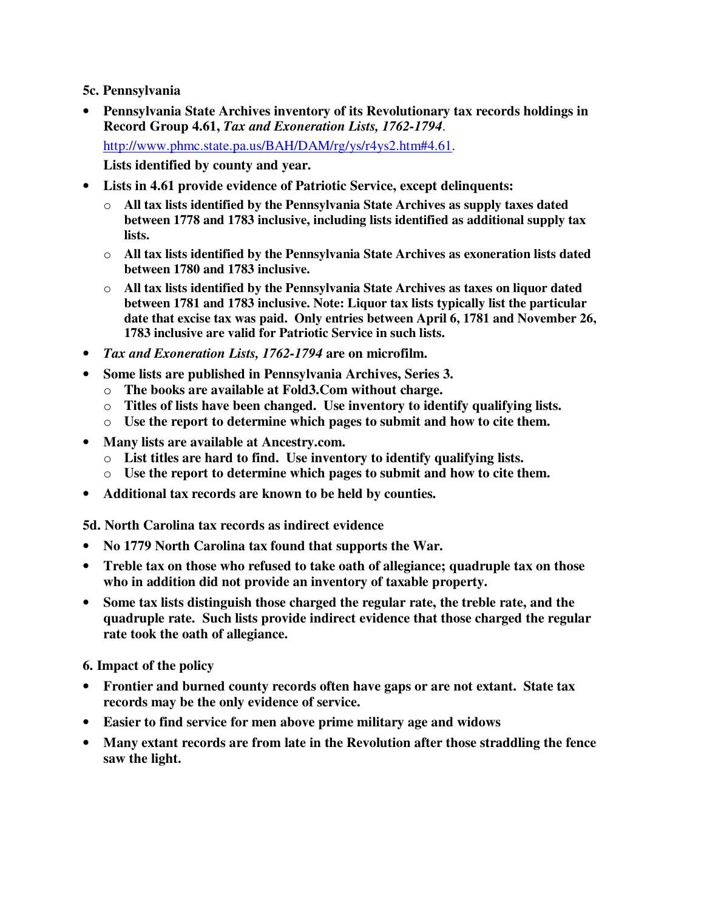**5c. Pennsylvania**

- **Pennsylvania State Archives inventory of its Revolutionary tax records holdings in Record Group 4.61, *Tax and Exoneration Lists, 1762-1794*.**

  http://www.phmc.state.pa.us/BAH/DAM/rg/ys/r4ys2.htm#4.61.

  **Lists identified by county and year.**

- **Lists in 4.61 provide evidence of Patriotic Service, except delinquents:**
  - **All tax lists identified by the Pennsylvania State Archives as supply taxes dated between 1778 and 1783 inclusive, including lists identified as additional supply tax lists.**
  - **All tax lists identified by the Pennsylvania State Archives as exoneration lists dated between 1780 and 1783 inclusive.**
  - **All tax lists identified by the Pennsylvania State Archives as taxes on liquor dated between 1781 and 1783 inclusive. Note: Liquor tax lists typically list the particular date that excise tax was paid. Only entries between April 6, 1781 and November 26, 1783 inclusive are valid for Patriotic Service in such lists.**
- ***Tax and Exoneration Lists, 1762-1794* are on microfilm.**
- **Some lists are published in Pennsylvania Archives, Series 3.**
  - **The books are available at Fold3.Com without charge.**
  - **Titles of lists have been changed. Use inventory to identify qualifying lists.**
  - **Use the report to determine which pages to submit and how to cite them.**
- **Many lists are available at Ancestry.com.**
  - **List titles are hard to find. Use inventory to identify qualifying lists.**
  - **Use the report to determine which pages to submit and how to cite them.**
- **Additional tax records are known to be held by counties.**

**5d. North Carolina tax records as indirect evidence**

- **No 1779 North Carolina tax found that supports the War.**
- **Treble tax on those who refused to take oath of allegiance; quadruple tax on those who in addition did not provide an inventory of taxable property.**
- **Some tax lists distinguish those charged the regular rate, the treble rate, and the quadruple rate. Such lists provide indirect evidence that those charged the regular rate took the oath of allegiance.**

**6. Impact of the policy**

- **Frontier and burned county records often have gaps or are not extant. State tax records may be the only evidence of service.**
- **Easier to find service for men above prime military age and widows**
- **Many extant records are from late in the Revolution after those straddling the fence saw the light.**